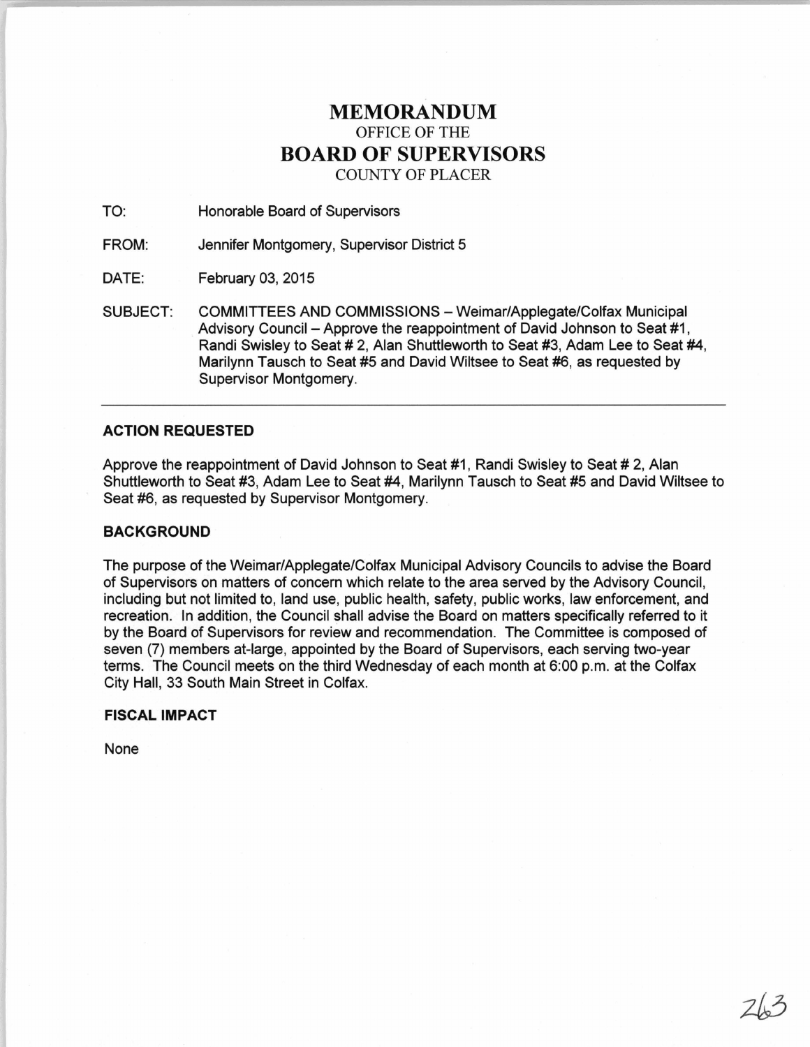# MEMORANDUM
OFFICE OF THE
# BOARD OF SUPERVISORS
COUNTY OF PLACER

TO: Honorable Board of Supervisors

FROM: Jennifer Montgomery, Supervisor District 5

DATE: February 03, 2015

SUBJECT: COMMITTEES AND COMMISSIONS – Weimar/Applegate/Colfax Municipal Advisory Council – Approve the reappointment of David Johnson to Seat #1, Randi Swisley to Seat # 2, Alan Shuttleworth to Seat #3, Adam Lee to Seat #4, Marilynn Tausch to Seat #5 and David Wiltsee to Seat #6, as requested by Supervisor Montgomery.

---

**ACTION REQUESTED**

Approve the reappointment of David Johnson to Seat #1, Randi Swisley to Seat # 2, Alan Shuttleworth to Seat #3, Adam Lee to Seat #4, Marilynn Tausch to Seat #5 and David Wiltsee to Seat #6, as requested by Supervisor Montgomery.

**BACKGROUND**

The purpose of the Weimar/Applegate/Colfax Municipal Advisory Councils to advise the Board of Supervisors on matters of concern which relate to the area served by the Advisory Council, including but not limited to, land use, public health, safety, public works, law enforcement, and recreation. In addition, the Council shall advise the Board on matters specifically referred to it by the Board of Supervisors for review and recommendation. The Committee is composed of seven (7) members at-large, appointed by the Board of Supervisors, each serving two-year terms. The Council meets on the third Wednesday of each month at 6:00 p.m. at the Colfax City Hall, 33 South Main Street in Colfax.

**FISCAL IMPACT**

None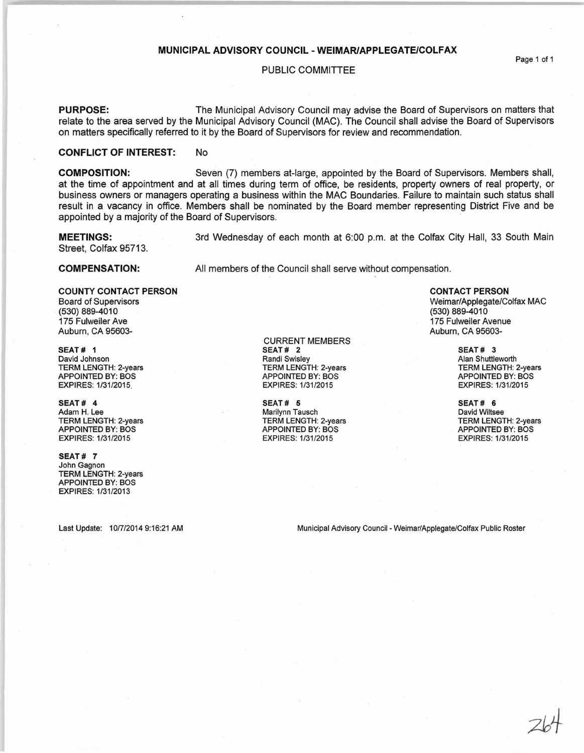# MUNICIPAL ADVISORY COUNCIL - WEIMAR/APPLEGATE/COLFAX

## PUBLIC COMMITTEE

**PURPOSE:** The Municipal Advisory Council may advise the Board of Supervisors on matters that relate to the area served by the Municipal Advisory Council (MAC). The Council shall advise the Board of Supervisors on matters specifically referred to it by the Board of Supervisors for review and recommendation.

**CONFLICT OF INTEREST:** No

**COMPOSITION:** Seven (7) members at-large, appointed by the Board of Supervisors. Members shall, at the time of appointment and at all times during term of office, be residents, property owners of real property, or business owners or managers operating a business within the MAC Boundaries. Failure to maintain such status shall result in a vacancy in office. Members shall be nominated by the Board member representing District Five and be appointed by a majority of the Board of Supervisors.

**MEETINGS:** 3rd Wednesday of each month at 6:00 p.m. at the Colfax City Hall, 33 South Main Street, Colfax 95713.

**COMPENSATION:** All members of the Council shall serve without compensation.

**COUNTY CONTACT PERSON**
Board of Supervisors
(530) 889-4010
175 Fulweiler Ave
Auburn, CA 95603-

**CONTACT PERSON**
Weimar/Applegate/Colfax MAC
(530) 889-4010
175 Fulweiler Avenue
Auburn, CA 95603-

CURRENT MEMBERS

**SEAT # 1**
David Johnson
TERM LENGTH: 2-years
APPOINTED BY: BOS
EXPIRES: 1/31/2015

**SEAT # 2**
Randi Swisley
TERM LENGTH: 2-years
APPOINTED BY: BOS
EXPIRES: 1/31/2015

**SEAT # 3**
Alan Shuttleworth
TERM LENGTH: 2-years
APPOINTED BY: BOS
EXPIRES: 1/31/2015

**SEAT # 4**
Adam H. Lee
TERM LENGTH: 2-years
APPOINTED BY: BOS
EXPIRES: 1/31/2015

**SEAT # 5**
Marilynn Tausch
TERM LENGTH: 2-years
APPOINTED BY: BOS
EXPIRES: 1/31/2015

**SEAT # 6**
David Wiltsee
TERM LENGTH: 2-years
APPOINTED BY: BOS
EXPIRES: 1/31/2015

**SEAT # 7**
John Gagnon
TERM LENGTH: 2-years
APPOINTED BY: BOS
EXPIRES: 1/31/2013

Last Update: 10/7/2014 9:16:21 AM

Municipal Advisory Council - Weimar/Applegate/Colfax Public Roster